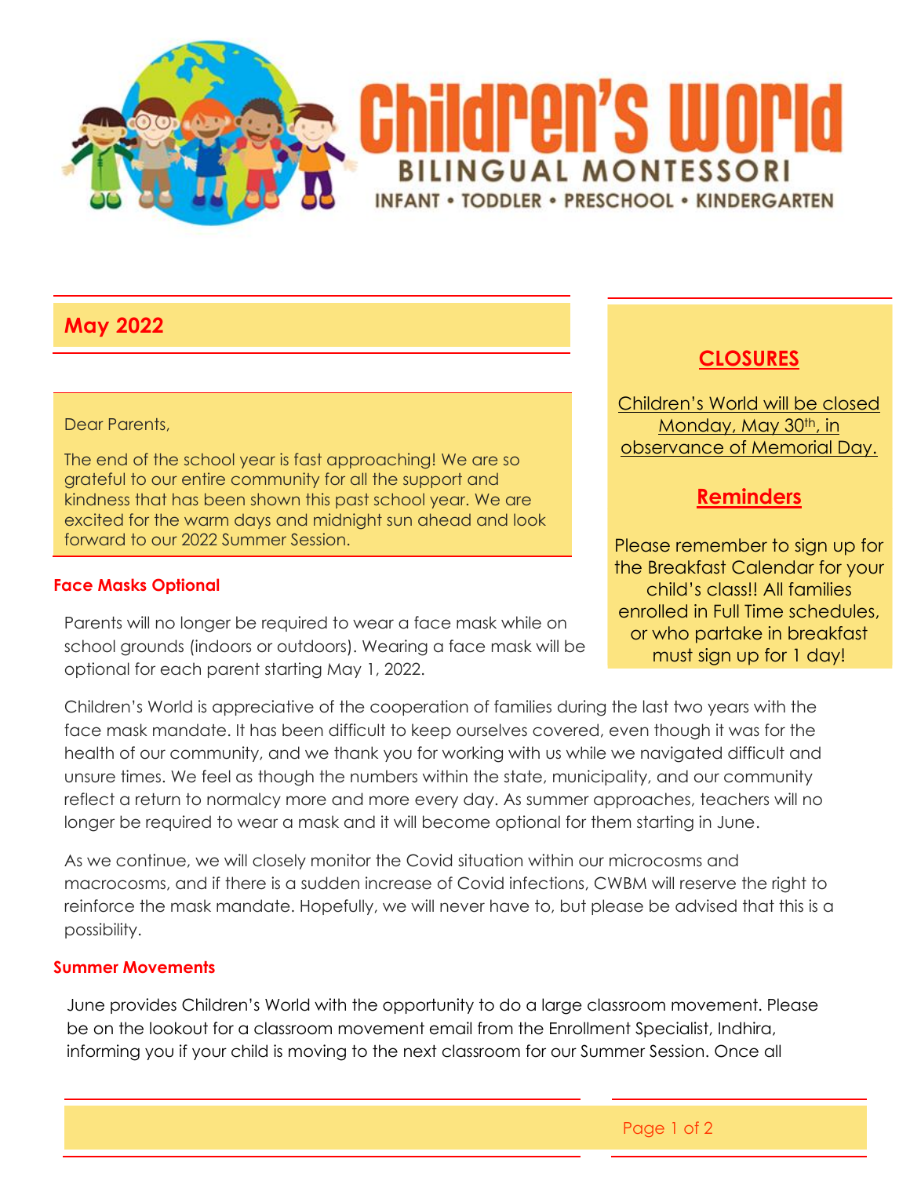# Children's World

## BILINGUAL MONTESSORI

INFANT • TODDLER • PRESCHOOL • KINDERGARTEN

## May 2022

Dear Parents,

The end of the school year is fast approaching! We are so grateful to our entire community for all the support and kindness that has been shown this past school year. We are excited for the warm days and midnight sun ahead and look forward to our 2022 Summer Session.

### Face Masks Optional

Parents will no longer be required to wear a face mask while on school grounds (indoors or outdoors). Wearing a face mask will be optional for each parent starting May 1, 2022.

Children's World is appreciative of the cooperation of families during the last two years with the face mask mandate. It has been difficult to keep ourselves covered, even though it was for the health of our community, and we thank you for working with us while we navigated difficult and unsure times. We feel as though the numbers within the state, municipality, and our community reflect a return to normalcy more and more every day. As summer approaches, teachers will no longer be required to wear a mask and it will become optional for them starting in June.

As we continue, we will closely monitor the Covid situation within our microcosms and macrocosms, and if there is a sudden increase of Covid infections, CWBM will reserve the right to reinforce the mask mandate. Hopefully, we will never have to, but please be advised that this is a possibility.

### Summer Movements

June provides Children's World with the opportunity to do a large classroom movement. Please be on the lookout for a classroom movement email from the Enrollment Specialist, Indhira, informing you if your child is moving to the next classroom for our Summer Session. Once all

## CLOSURES

Children's World will be closed Monday, May 30th, in observance of Memorial Day.

## Reminders

Please remember to sign up for the Breakfast Calendar for your child's class!! All families enrolled in Full Time schedules, or who partake in breakfast must sign up for 1 day!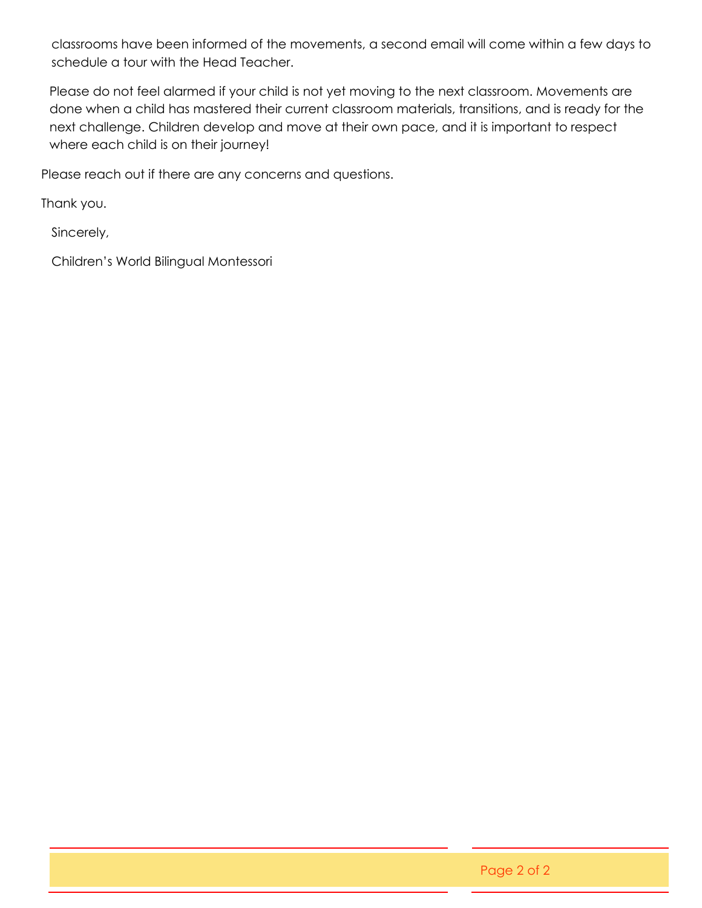classrooms have been informed of the movements, a second email will come within a few days to schedule a tour with the Head Teacher.

Please do not feel alarmed if your child is not yet moving to the next classroom. Movements are done when a child has mastered their current classroom materials, transitions, and is ready for the next challenge. Children develop and move at their own pace, and it is important to respect where each child is on their journey!

Please reach out if there are any concerns and questions.

Thank you.

Sincerely,

Children's World Bilingual Montessori